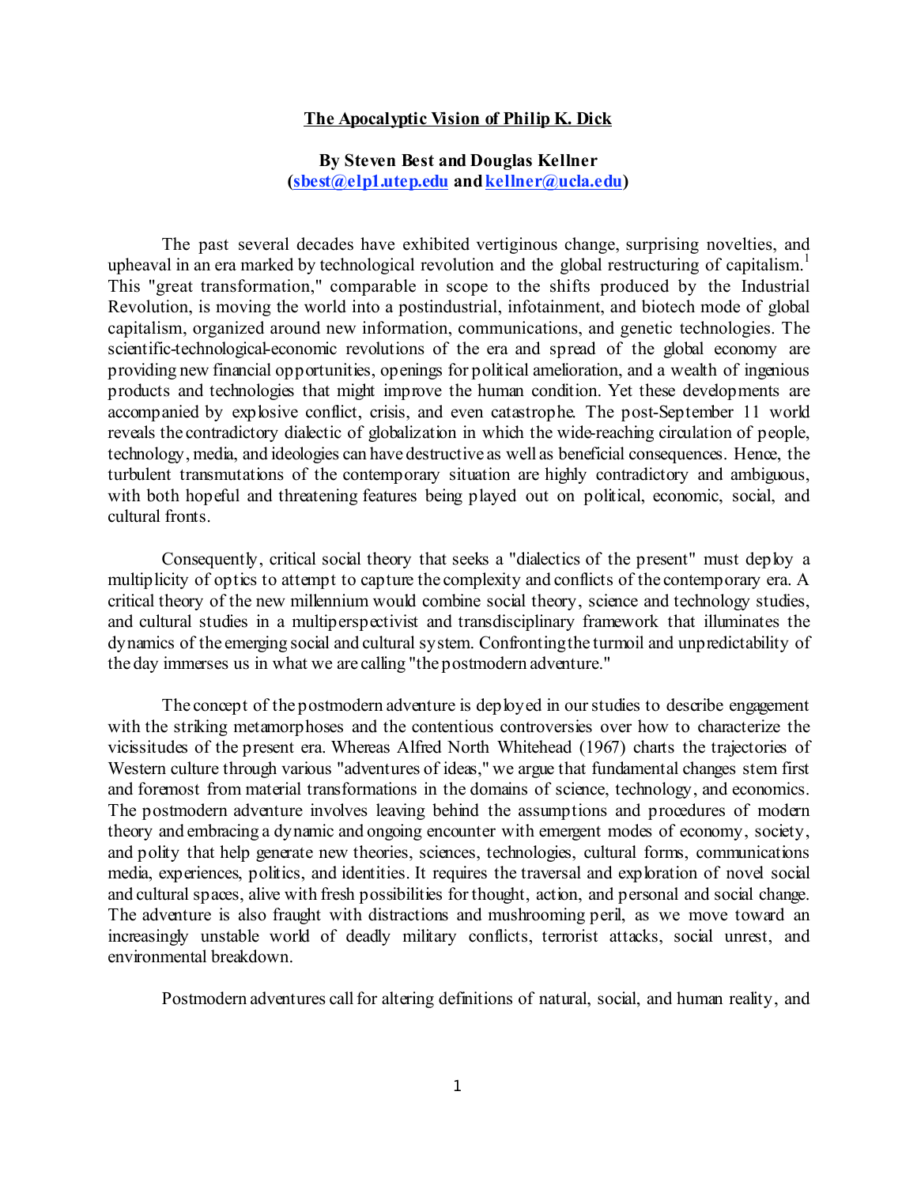# The Apocalyptic Vision of Philip K. Dick

**By Steven Best and Douglas Kellner**
**(sbest@elp1.utep.edu and kellner@ucla.edu)**

The past several decades have exhibited vertiginous change, surprising novelties, and upheaval in an era marked by technological revolution and the global restructuring of capitalism.[1] This "great transformation," comparable in scope to the shifts produced by the Industrial Revolution, is moving the world into a postindustrial, infotainment, and biotech mode of global capitalism, organized around new information, communications, and genetic technologies. The scientific-technological-economic revolutions of the era and spread of the global economy are providing new financial opportunities, openings for political amelioration, and a wealth of ingenious products and technologies that might improve the human condition. Yet these developments are accompanied by explosive conflict, crisis, and even catastrophe. The post-September 11 world reveals the contradictory dialectic of globalization in which the wide-reaching circulation of people, technology, media, and ideologies can have destructive as well as beneficial consequences. Hence, the turbulent transmutations of the contemporary situation are highly contradictory and ambiguous, with both hopeful and threatening features being played out on political, economic, social, and cultural fronts.

Consequently, critical social theory that seeks a "dialectics of the present" must deploy a multiplicity of optics to attempt to capture the complexity and conflicts of the contemporary era. A critical theory of the new millennium would combine social theory, science and technology studies, and cultural studies in a multiperspectivist and transdisciplinary framework that illuminates the dynamics of the emerging social and cultural system. Confronting the turmoil and unpredictability of the day immerses us in what we are calling "the postmodern adventure."

The concept of the postmodern adventure is deployed in our studies to describe engagement with the striking metamorphoses and the contentious controversies over how to characterize the vicissitudes of the present era. Whereas Alfred North Whitehead (1967) charts the trajectories of Western culture through various "adventures of ideas," we argue that fundamental changes stem first and foremost from material transformations in the domains of science, technology, and economics. The postmodern adventure involves leaving behind the assumptions and procedures of modern theory and embracing a dynamic and ongoing encounter with emergent modes of economy, society, and polity that help generate new theories, sciences, technologies, cultural forms, communications media, experiences, politics, and identities. It requires the traversal and exploration of novel social and cultural spaces, alive with fresh possibilities for thought, action, and personal and social change. The adventure is also fraught with distractions and mushrooming peril, as we move toward an increasingly unstable world of deadly military conflicts, terrorist attacks, social unrest, and environmental breakdown.

Postmodern adventures call for altering definitions of natural, social, and human reality, and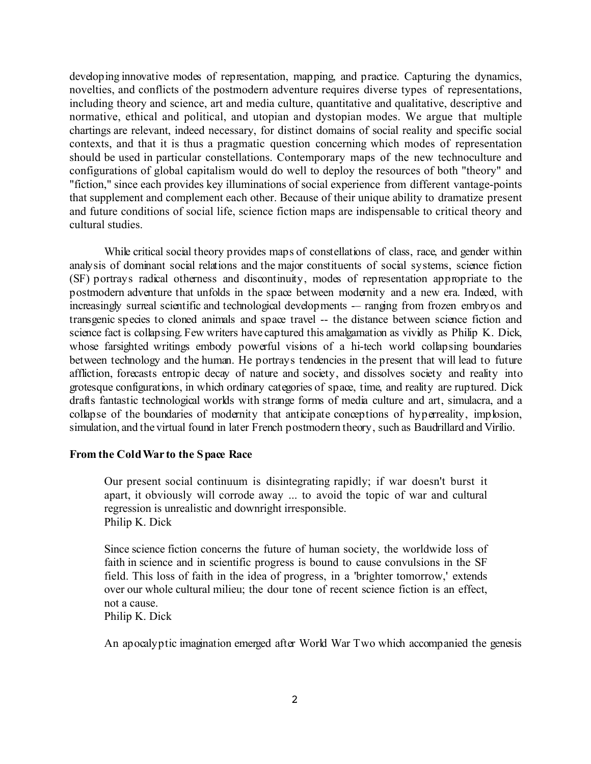developing innovative modes of representation, mapping, and practice. Capturing the dynamics, novelties, and conflicts of the postmodern adventure requires diverse types of representations, including theory and science, art and media culture, quantitative and qualitative, descriptive and normative, ethical and political, and utopian and dystopian modes. We argue that multiple chartings are relevant, indeed necessary, for distinct domains of social reality and specific social contexts, and that it is thus a pragmatic question concerning which modes of representation should be used in particular constellations. Contemporary maps of the new technoculture and configurations of global capitalism would do well to deploy the resources of both "theory" and "fiction," since each provides key illuminations of social experience from different vantage-points that supplement and complement each other. Because of their unique ability to dramatize present and future conditions of social life, science fiction maps are indispensable to critical theory and cultural studies.

While critical social theory provides maps of constellations of class, race, and gender within analysis of dominant social relations and the major constituents of social systems, science fiction (SF) portrays radical otherness and discontinuity, modes of representation appropriate to the postmodern adventure that unfolds in the space between modernity and a new era. Indeed, with increasingly surreal scientific and technological developments -– ranging from frozen embryos and transgenic species to cloned animals and space travel -- the distance between science fiction and science fact is collapsing. Few writers have captured this amalgamation as vividly as Philip K. Dick, whose farsighted writings embody powerful visions of a hi-tech world collapsing boundaries between technology and the human. He portrays tendencies in the present that will lead to future affliction, forecasts entropic decay of nature and society, and dissolves society and reality into grotesque configurations, in which ordinary categories of space, time, and reality are ruptured. Dick drafts fantastic technological worlds with strange forms of media culture and art, simulacra, and a collapse of the boundaries of modernity that anticipate conceptions of hyperreality, implosion, simulation, and the virtual found in later French postmodern theory, such as Baudrillard and Virilio.

**From the Cold War to the Space Race**

> Our present social continuum is disintegrating rapidly; if war doesn't burst it apart, it obviously will corrode away ... to avoid the topic of war and cultural regression is unrealistic and downright irresponsible.
> Philip K. Dick

> Since science fiction concerns the future of human society, the worldwide loss of faith in science and in scientific progress is bound to cause convulsions in the SF field. This loss of faith in the idea of progress, in a 'brighter tomorrow,' extends over our whole cultural milieu; the dour tone of recent science fiction is an effect, not a cause.
> Philip K. Dick

An apocalyptic imagination emerged after World War Two which accompanied the genesis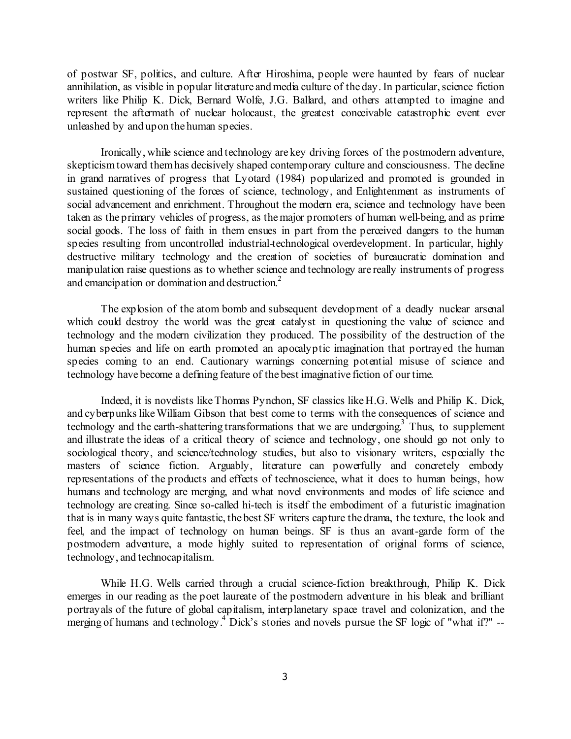of postwar SF, politics, and culture. After Hiroshima, people were haunted by fears of nuclear annihilation, as visible in popular literature and media culture of the day. In particular, science fiction writers like Philip K. Dick, Bernard Wolfe, J.G. Ballard, and others attempted to imagine and represent the aftermath of nuclear holocaust, the greatest conceivable catastrophic event ever unleashed by and upon the human species.

Ironically, while science and technology are key driving forces of the postmodern adventure, skepticism toward them has decisively shaped contemporary culture and consciousness. The decline in grand narratives of progress that Lyotard (1984) popularized and promoted is grounded in sustained questioning of the forces of science, technology, and Enlightenment as instruments of social advancement and enrichment. Throughout the modern era, science and technology have been taken as the primary vehicles of progress, as the major promoters of human well-being, and as prime social goods. The loss of faith in them ensues in part from the perceived dangers to the human species resulting from uncontrolled industrial-technological overdevelopment. In particular, highly destructive military technology and the creation of societies of bureaucratic domination and manipulation raise questions as to whether science and technology are really instruments of progress and emancipation or domination and destruction.[2]

The explosion of the atom bomb and subsequent development of a deadly nuclear arsenal which could destroy the world was the great catalyst in questioning the value of science and technology and the modern civilization they produced. The possibility of the destruction of the human species and life on earth promoted an apocalyptic imagination that portrayed the human species coming to an end. Cautionary warnings concerning potential misuse of science and technology have become a defining feature of the best imaginative fiction of our time.

Indeed, it is novelists like Thomas Pynchon, SF classics like H.G. Wells and Philip K. Dick, and cyberpunks like William Gibson that best come to terms with the consequences of science and technology and the earth-shattering transformations that we are undergoing.[3] Thus, to supplement and illustrate the ideas of a critical theory of science and technology, one should go not only to sociological theory, and science/technology studies, but also to visionary writers, especially the masters of science fiction. Arguably, literature can powerfully and concretely embody representations of the products and effects of technoscience, what it does to human beings, how humans and technology are merging, and what novel environments and modes of life science and technology are creating. Since so-called hi-tech is itself the embodiment of a futuristic imagination that is in many ways quite fantastic, the best SF writers capture the drama, the texture, the look and feel, and the impact of technology on human beings. SF is thus an avant-garde form of the postmodern adventure, a mode highly suited to representation of original forms of science, technology, and technocapitalism.

While H.G. Wells carried through a crucial science-fiction breakthrough, Philip K. Dick emerges in our reading as the poet laureate of the postmodern adventure in his bleak and brilliant portrayals of the future of global capitalism, interplanetary space travel and colonization, and the merging of humans and technology.[4] Dick's stories and novels pursue the SF logic of "what if?" --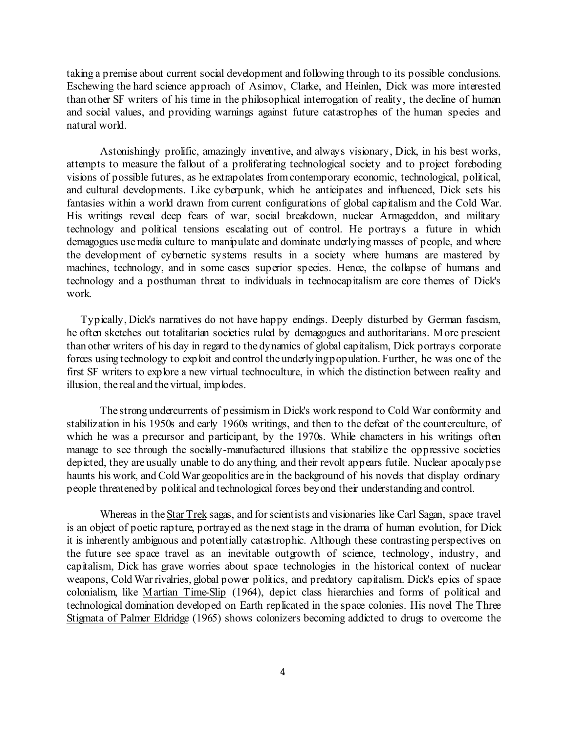taking a premise about current social development and following through to its possible conclusions. Eschewing the hard science approach of Asimov, Clarke, and Heinlen, Dick was more interested than other SF writers of his time in the philosophical interrogation of reality, the decline of human and social values, and providing warnings against future catastrophes of the human species and natural world.

Astonishingly prolific, amazingly inventive, and always visionary, Dick, in his best works, attempts to measure the fallout of a proliferating technological society and to project foreboding visions of possible futures, as he extrapolates from contemporary economic, technological, political, and cultural developments. Like cyberpunk, which he anticipates and influenced, Dick sets his fantasies within a world drawn from current configurations of global capitalism and the Cold War. His writings reveal deep fears of war, social breakdown, nuclear Armageddon, and military technology and political tensions escalating out of control. He portrays a future in which demagogues use media culture to manipulate and dominate underlying masses of people, and where the development of cybernetic systems results in a society where humans are mastered by machines, technology, and in some cases superior species. Hence, the collapse of humans and technology and a posthuman threat to individuals in technocapitalism are core themes of Dick's work.

Typically, Dick's narratives do not have happy endings. Deeply disturbed by German fascism, he often sketches out totalitarian societies ruled by demagogues and authoritarians. More prescient than other writers of his day in regard to the dynamics of global capitalism, Dick portrays corporate forces using technology to exploit and control the underlying population. Further, he was one of the first SF writers to explore a new virtual technoculture, in which the distinction between reality and illusion, the real and the virtual, implodes.

The strong undercurrents of pessimism in Dick's work respond to Cold War conformity and stabilization in his 1950s and early 1960s writings, and then to the defeat of the counterculture, of which he was a precursor and participant, by the 1970s. While characters in his writings often manage to see through the socially-manufactured illusions that stabilize the oppressive societies depicted, they are usually unable to do anything, and their revolt appears futile. Nuclear apocalypse haunts his work, and Cold War geopolitics are in the background of his novels that display ordinary people threatened by political and technological forces beyond their understanding and control.

Whereas in the <u>Star Trek</u> sagas, and for scientists and visionaries like Carl Sagan, space travel is an object of poetic rapture, portrayed as the next stage in the drama of human evolution, for Dick it is inherently ambiguous and potentially catastrophic. Although these contrasting perspectives on the future see space travel as an inevitable outgrowth of science, technology, industry, and capitalism, Dick has grave worries about space technologies in the historical context of nuclear weapons, Cold War rivalries, global power politics, and predatory capitalism. Dick's epics of space colonialism, like <u>Martian Time-Slip</u> (1964), depict class hierarchies and forms of political and technological domination developed on Earth replicated in the space colonies. His novel <u>The Three Stigmata of Palmer Eldridge</u> (1965) shows colonizers becoming addicted to drugs to overcome the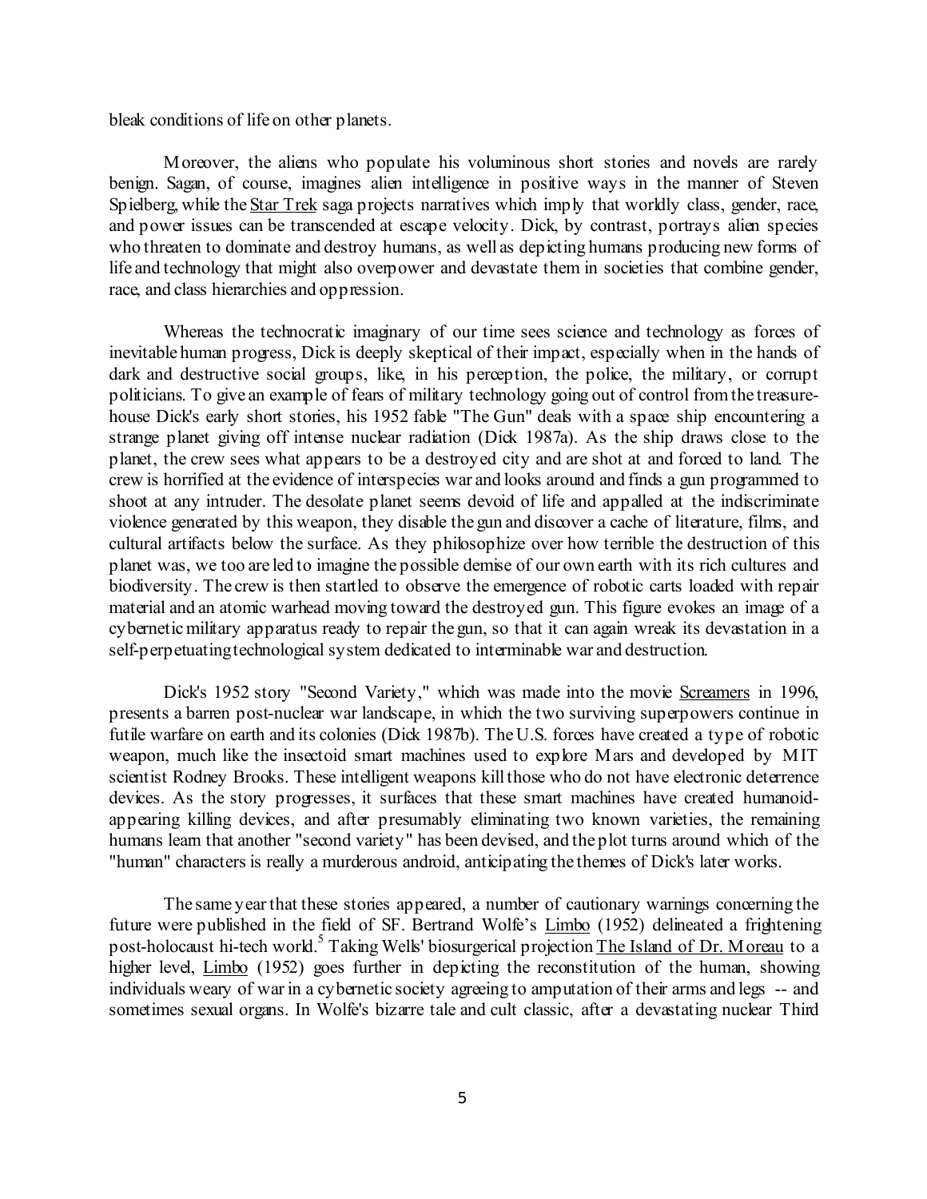bleak conditions of life on other planets.

Moreover, the aliens who populate his voluminous short stories and novels are rarely benign. Sagan, of course, imagines alien intelligence in positive ways in the manner of Steven Spielberg, while the Star Trek saga projects narratives which imply that worldly class, gender, race, and power issues can be transcended at escape velocity. Dick, by contrast, portrays alien species who threaten to dominate and destroy humans, as well as depicting humans producing new forms of life and technology that might also overpower and devastate them in societies that combine gender, race, and class hierarchies and oppression.

Whereas the technocratic imaginary of our time sees science and technology as forces of inevitable human progress, Dick is deeply skeptical of their impact, especially when in the hands of dark and destructive social groups, like, in his perception, the police, the military, or corrupt politicians. To give an example of fears of military technology going out of control from the treasure-house Dick's early short stories, his 1952 fable "The Gun" deals with a space ship encountering a strange planet giving off intense nuclear radiation (Dick 1987a). As the ship draws close to the planet, the crew sees what appears to be a destroyed city and are shot at and forced to land. The crew is horrified at the evidence of interspecies war and looks around and finds a gun programmed to shoot at any intruder. The desolate planet seems devoid of life and appalled at the indiscriminate violence generated by this weapon, they disable the gun and discover a cache of literature, films, and cultural artifacts below the surface. As they philosophize over how terrible the destruction of this planet was, we too are led to imagine the possible demise of our own earth with its rich cultures and biodiversity. The crew is then startled to observe the emergence of robotic carts loaded with repair material and an atomic warhead moving toward the destroyed gun. This figure evokes an image of a cybernetic military apparatus ready to repair the gun, so that it can again wreak its devastation in a self-perpetuating technological system dedicated to interminable war and destruction.

Dick's 1952 story "Second Variety," which was made into the movie Screamers in 1996, presents a barren post-nuclear war landscape, in which the two surviving superpowers continue in futile warfare on earth and its colonies (Dick 1987b). The U.S. forces have created a type of robotic weapon, much like the insectoid smart machines used to explore Mars and developed by MIT scientist Rodney Brooks. These intelligent weapons kill those who do not have electronic deterrence devices. As the story progresses, it surfaces that these smart machines have created humanoid-appearing killing devices, and after presumably eliminating two known varieties, the remaining humans learn that another "second variety" has been devised, and the plot turns around which of the "human" characters is really a murderous android, anticipating the themes of Dick's later works.

The same year that these stories appeared, a number of cautionary warnings concerning the future were published in the field of SF. Bertrand Wolfe's Limbo (1952) delineated a frightening post-holocaust hi-tech world.[5] Taking Wells' biosurgerical projection The Island of Dr. Moreau to a higher level, Limbo (1952) goes further in depicting the reconstitution of the human, showing individuals weary of war in a cybernetic society agreeing to amputation of their arms and legs -- and sometimes sexual organs. In Wolfe's bizarre tale and cult classic, after a devastating nuclear Third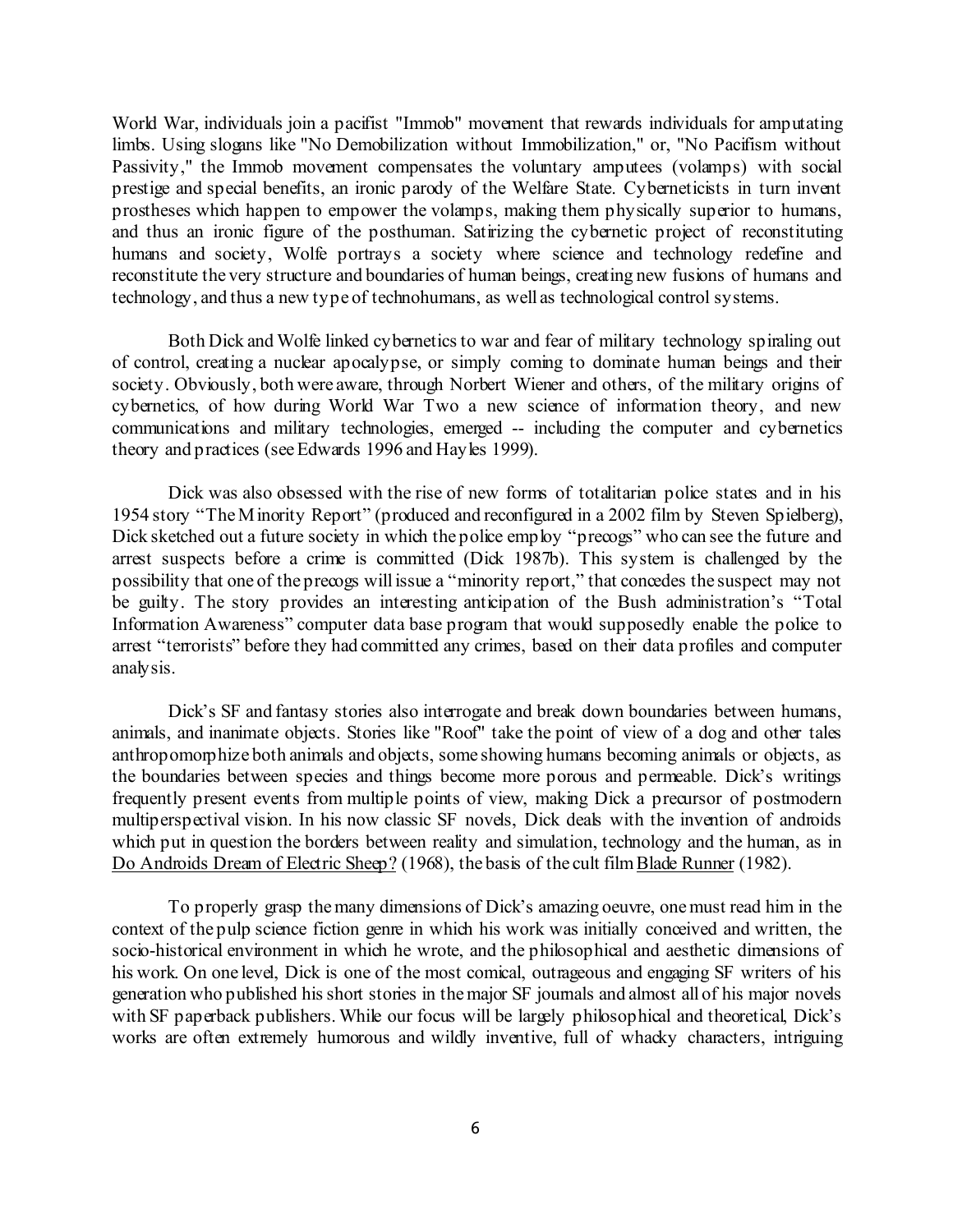World War, individuals join a pacifist "Immob" movement that rewards individuals for amputating limbs. Using slogans like "No Demobilization without Immobilization," or, "No Pacifism without Passivity," the Immob movement compensates the voluntary amputees (volamps) with social prestige and special benefits, an ironic parody of the Welfare State. Cyberneticists in turn invent prostheses which happen to empower the volamps, making them physically superior to humans, and thus an ironic figure of the posthuman. Satirizing the cybernetic project of reconstituting humans and society, Wolfe portrays a society where science and technology redefine and reconstitute the very structure and boundaries of human beings, creating new fusions of humans and technology, and thus a new type of technohumans, as well as technological control systems.

Both Dick and Wolfe linked cybernetics to war and fear of military technology spiraling out of control, creating a nuclear apocalypse, or simply coming to dominate human beings and their society. Obviously, both were aware, through Norbert Wiener and others, of the military origins of cybernetics, of how during World War Two a new science of information theory, and new communications and military technologies, emerged -- including the computer and cybernetics theory and practices (see Edwards 1996 and Hayles 1999).

Dick was also obsessed with the rise of new forms of totalitarian police states and in his 1954 story "The Minority Report" (produced and reconfigured in a 2002 film by Steven Spielberg), Dick sketched out a future society in which the police employ "precogs" who can see the future and arrest suspects before a crime is committed (Dick 1987b). This system is challenged by the possibility that one of the precogs will issue a "minority report," that concedes the suspect may not be guilty. The story provides an interesting anticipation of the Bush administration's "Total Information Awareness" computer data base program that would supposedly enable the police to arrest "terrorists" before they had committed any crimes, based on their data profiles and computer analysis.

Dick's SF and fantasy stories also interrogate and break down boundaries between humans, animals, and inanimate objects. Stories like "Roof" take the point of view of a dog and other tales anthropomorphize both animals and objects, some showing humans becoming animals or objects, as the boundaries between species and things become more porous and permeable. Dick's writings frequently present events from multiple points of view, making Dick a precursor of postmodern multiperspectival vision. In his now classic SF novels, Dick deals with the invention of androids which put in question the borders between reality and simulation, technology and the human, as in Do Androids Dream of Electric Sheep? (1968), the basis of the cult film Blade Runner (1982).

To properly grasp the many dimensions of Dick's amazing oeuvre, one must read him in the context of the pulp science fiction genre in which his work was initially conceived and written, the socio-historical environment in which he wrote, and the philosophical and aesthetic dimensions of his work. On one level, Dick is one of the most comical, outrageous and engaging SF writers of his generation who published his short stories in the major SF journals and almost all of his major novels with SF paperback publishers. While our focus will be largely philosophical and theoretical, Dick's works are often extremely humorous and wildly inventive, full of whacky characters, intriguing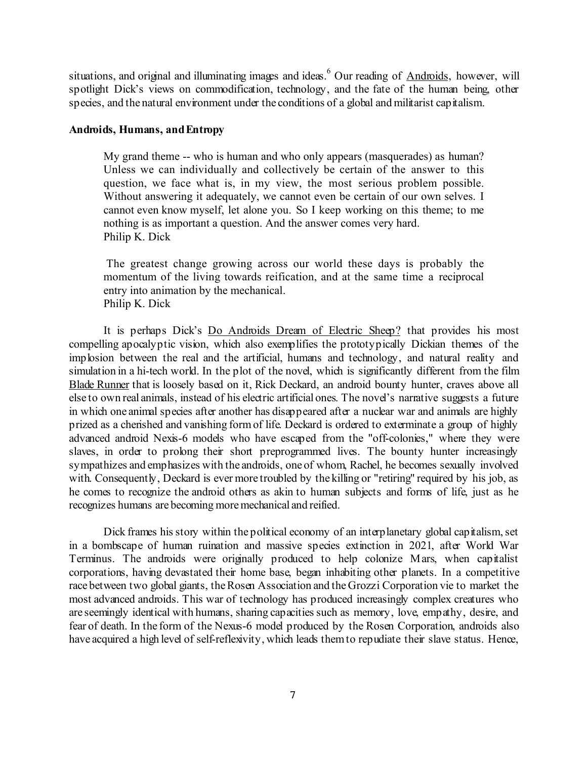situations, and original and illuminating images and ideas.[6] Our reading of Androids, however, will spotlight Dick's views on commodification, technology, and the fate of the human being, other species, and the natural environment under the conditions of a global and militarist capitalism.

**Androids, Humans, and Entropy**

> My grand theme -- who is human and who only appears (masquerades) as human? Unless we can individually and collectively be certain of the answer to this question, we face what is, in my view, the most serious problem possible. Without answering it adequately, we cannot even be certain of our own selves. I cannot even know myself, let alone you. So I keep working on this theme; to me nothing is as important a question. And the answer comes very hard.
> Philip K. Dick

> The greatest change growing across our world these days is probably the momentum of the living towards reification, and at the same time a reciprocal entry into animation by the mechanical.
> Philip K. Dick

It is perhaps Dick's Do Androids Dream of Electric Sheep? that provides his most compelling apocalyptic vision, which also exemplifies the prototypically Dickian themes of the implosion between the real and the artificial, humans and technology, and natural reality and simulation in a hi-tech world. In the plot of the novel, which is significantly different from the film Blade Runner that is loosely based on it, Rick Deckard, an android bounty hunter, craves above all else to own real animals, instead of his electric artificial ones. The novel's narrative suggests a future in which one animal species after another has disappeared after a nuclear war and animals are highly prized as a cherished and vanishing form of life. Deckard is ordered to exterminate a group of highly advanced android Nexis-6 models who have escaped from the "off-colonies," where they were slaves, in order to prolong their short preprogrammed lives. The bounty hunter increasingly sympathizes and emphasizes with the androids, one of whom, Rachel, he becomes sexually involved with. Consequently, Deckard is ever more troubled by the killing or "retiring" required by his job, as he comes to recognize the android others as akin to human subjects and forms of life, just as he recognizes humans are becoming more mechanical and reified.

Dick frames his story within the political economy of an interplanetary global capitalism, set in a bombscape of human ruination and massive species extinction in 2021, after World War Terminus. The androids were originally produced to help colonize Mars, when capitalist corporations, having devastated their home base, began inhabiting other planets. In a competitive race between two global giants, the Rosen Association and the Grozzi Corporation vie to market the most advanced androids. This war of technology has produced increasingly complex creatures who are seemingly identical with humans, sharing capacities such as memory, love, empathy, desire, and fear of death. In the form of the Nexus-6 model produced by the Rosen Corporation, androids also have acquired a high level of self-reflexivity, which leads them to repudiate their slave status. Hence,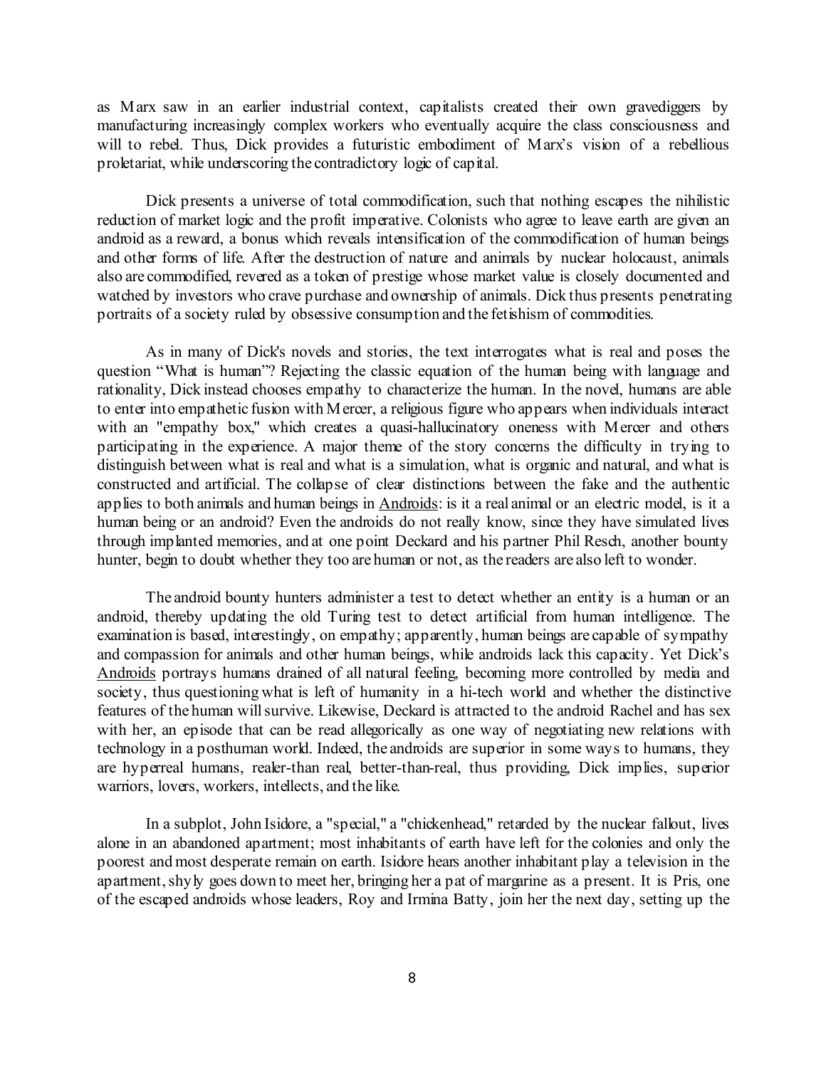as Marx saw in an earlier industrial context, capitalists created their own gravediggers by manufacturing increasingly complex workers who eventually acquire the class consciousness and will to rebel. Thus, Dick provides a futuristic embodiment of Marx's vision of a rebellious proletariat, while underscoring the contradictory logic of capital.

Dick presents a universe of total commodification, such that nothing escapes the nihilistic reduction of market logic and the profit imperative. Colonists who agree to leave earth are given an android as a reward, a bonus which reveals intensification of the commodification of human beings and other forms of life. After the destruction of nature and animals by nuclear holocaust, animals also are commodified, revered as a token of prestige whose market value is closely documented and watched by investors who crave purchase and ownership of animals. Dick thus presents penetrating portraits of a society ruled by obsessive consumption and the fetishism of commodities.

As in many of Dick's novels and stories, the text interrogates what is real and poses the question "What is human"? Rejecting the classic equation of the human being with language and rationality, Dick instead chooses empathy to characterize the human. In the novel, humans are able to enter into empathetic fusion with Mercer, a religious figure who appears when individuals interact with an "empathy box," which creates a quasi-hallucinatory oneness with Mercer and others participating in the experience. A major theme of the story concerns the difficulty in trying to distinguish between what is real and what is a simulation, what is organic and natural, and what is constructed and artificial. The collapse of clear distinctions between the fake and the authentic applies to both animals and human beings in Androids: is it a real animal or an electric model, is it a human being or an android? Even the androids do not really know, since they have simulated lives through implanted memories, and at one point Deckard and his partner Phil Resch, another bounty hunter, begin to doubt whether they too are human or not, as the readers are also left to wonder.

The android bounty hunters administer a test to detect whether an entity is a human or an android, thereby updating the old Turing test to detect artificial from human intelligence. The examination is based, interestingly, on empathy; apparently, human beings are capable of sympathy and compassion for animals and other human beings, while androids lack this capacity. Yet Dick's Androids portrays humans drained of all natural feeling, becoming more controlled by media and society, thus questioning what is left of humanity in a hi-tech world and whether the distinctive features of the human will survive. Likewise, Deckard is attracted to the android Rachel and has sex with her, an episode that can be read allegorically as one way of negotiating new relations with technology in a posthuman world. Indeed, the androids are superior in some ways to humans, they are hyperreal humans, realer-than real, better-than-real, thus providing, Dick implies, superior warriors, lovers, workers, intellects, and the like.

In a subplot, John Isidore, a "special," a "chickenhead," retarded by the nuclear fallout, lives alone in an abandoned apartment; most inhabitants of earth have left for the colonies and only the poorest and most desperate remain on earth. Isidore hears another inhabitant play a television in the apartment, shyly goes down to meet her, bringing her a pat of margarine as a present. It is Pris, one of the escaped androids whose leaders, Roy and Irmina Batty, join her the next day, setting up the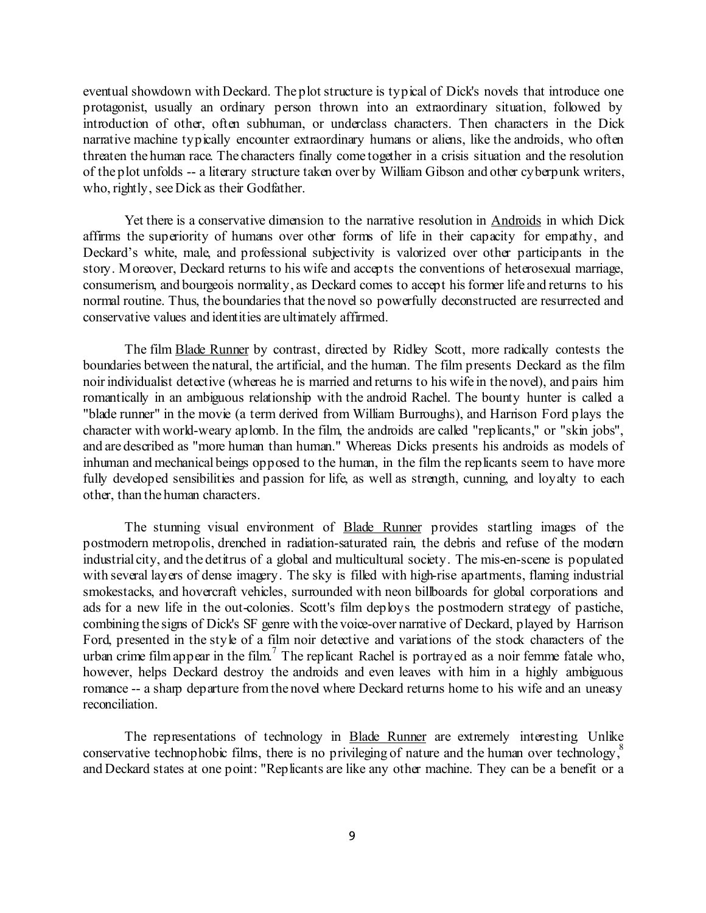eventual showdown with Deckard. The plot structure is typical of Dick's novels that introduce one protagonist, usually an ordinary person thrown into an extraordinary situation, followed by introduction of other, often subhuman, or underclass characters. Then characters in the Dick narrative machine typically encounter extraordinary humans or aliens, like the androids, who often threaten the human race. The characters finally come together in a crisis situation and the resolution of the plot unfolds -- a literary structure taken over by William Gibson and other cyberpunk writers, who, rightly, see Dick as their Godfather.

Yet there is a conservative dimension to the narrative resolution in Androids in which Dick affirms the superiority of humans over other forms of life in their capacity for empathy, and Deckard's white, male, and professional subjectivity is valorized over other participants in the story. Moreover, Deckard returns to his wife and accepts the conventions of heterosexual marriage, consumerism, and bourgeois normality, as Deckard comes to accept his former life and returns to his normal routine. Thus, the boundaries that the novel so powerfully deconstructed are resurrected and conservative values and identities are ultimately affirmed.

The film Blade Runner by contrast, directed by Ridley Scott, more radically contests the boundaries between the natural, the artificial, and the human. The film presents Deckard as the film noir individualist detective (whereas he is married and returns to his wife in the novel), and pairs him romantically in an ambiguous relationship with the android Rachel. The bounty hunter is called a "blade runner" in the movie (a term derived from William Burroughs), and Harrison Ford plays the character with world-weary aplomb. In the film, the androids are called "replicants," or "skin jobs", and are described as "more human than human." Whereas Dicks presents his androids as models of inhuman and mechanical beings opposed to the human, in the film the replicants seem to have more fully developed sensibilities and passion for life, as well as strength, cunning, and loyalty to each other, than the human characters.

The stunning visual environment of Blade Runner provides startling images of the postmodern metropolis, drenched in radiation-saturated rain, the debris and refuse of the modern industrial city, and the detitrus of a global and multicultural society. The mis-en-scene is populated with several layers of dense imagery. The sky is filled with high-rise apartments, flaming industrial smokestacks, and hovercraft vehicles, surrounded with neon billboards for global corporations and ads for a new life in the out-colonies. Scott's film deploys the postmodern strategy of pastiche, combining the signs of Dick's SF genre with the voice-over narrative of Deckard, played by Harrison Ford, presented in the style of a film noir detective and variations of the stock characters of the urban crime film appear in the film.[7] The replicant Rachel is portrayed as a noir femme fatale who, however, helps Deckard destroy the androids and even leaves with him in a highly ambiguous romance -- a sharp departure from the novel where Deckard returns home to his wife and an uneasy reconciliation.

The representations of technology in Blade Runner are extremely interesting. Unlike conservative technophobic films, there is no privileging of nature and the human over technology,[8] and Deckard states at one point: "Replicants are like any other machine. They can be a benefit or a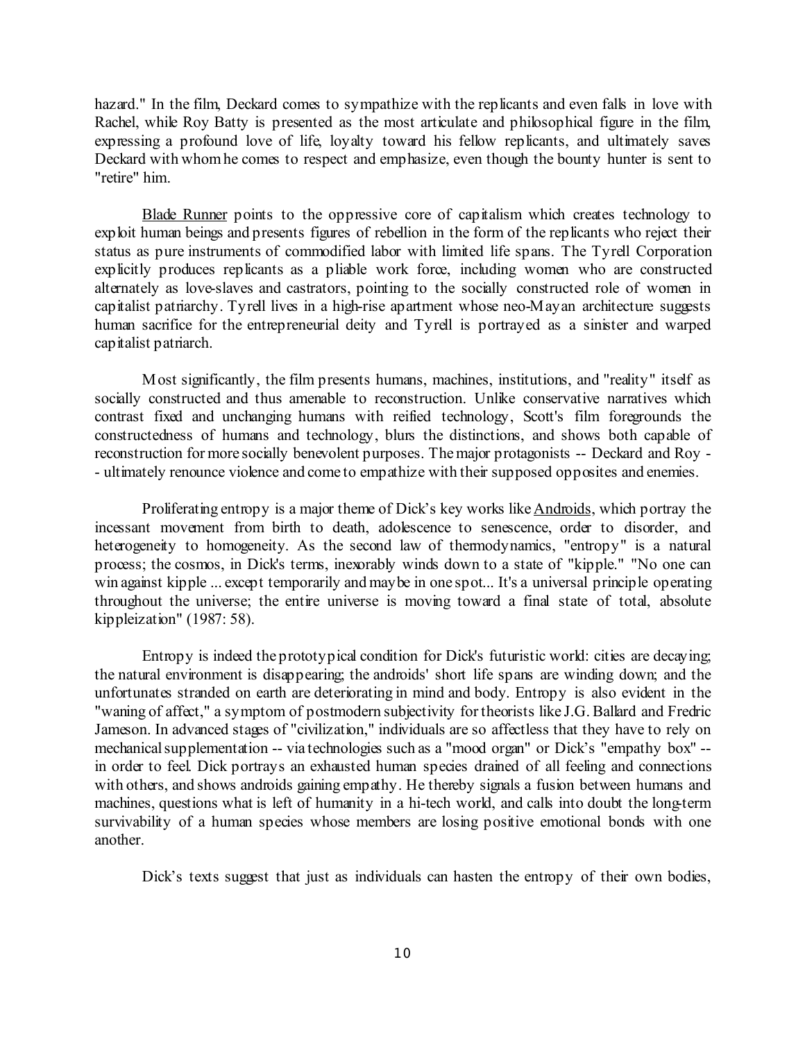hazard." In the film, Deckard comes to sympathize with the replicants and even falls in love with Rachel, while Roy Batty is presented as the most articulate and philosophical figure in the film, expressing a profound love of life, loyalty toward his fellow replicants, and ultimately saves Deckard with whom he comes to respect and emphasize, even though the bounty hunter is sent to "retire" him.

Blade Runner points to the oppressive core of capitalism which creates technology to exploit human beings and presents figures of rebellion in the form of the replicants who reject their status as pure instruments of commodified labor with limited life spans. The Tyrell Corporation explicitly produces replicants as a pliable work force, including women who are constructed alternately as love-slaves and castrators, pointing to the socially constructed role of women in capitalist patriarchy. Tyrell lives in a high-rise apartment whose neo-Mayan architecture suggests human sacrifice for the entrepreneurial deity and Tyrell is portrayed as a sinister and warped capitalist patriarch.

Most significantly, the film presents humans, machines, institutions, and "reality" itself as socially constructed and thus amenable to reconstruction. Unlike conservative narratives which contrast fixed and unchanging humans with reified technology, Scott's film foregrounds the constructedness of humans and technology, blurs the distinctions, and shows both capable of reconstruction for more socially benevolent purposes. The major protagonists -- Deckard and Roy -- ultimately renounce violence and come to empathize with their supposed opposites and enemies.

Proliferating entropy is a major theme of Dick's key works like Androids, which portray the incessant movement from birth to death, adolescence to senescence, order to disorder, and heterogeneity to homogeneity. As the second law of thermodynamics, "entropy" is a natural process; the cosmos, in Dick's terms, inexorably winds down to a state of "kipple." "No one can win against kipple ... except temporarily and maybe in one spot... It's a universal principle operating throughout the universe; the entire universe is moving toward a final state of total, absolute kippleization" (1987: 58).

Entropy is indeed the prototypical condition for Dick's futuristic world: cities are decaying; the natural environment is disappearing; the androids' short life spans are winding down; and the unfortunates stranded on earth are deteriorating in mind and body. Entropy is also evident in the "waning of affect," a symptom of postmodern subjectivity for theorists like J.G. Ballard and Fredric Jameson. In advanced stages of "civilization," individuals are so affectless that they have to rely on mechanical supplementation -- via technologies such as a "mood organ" or Dick's "empathy box" -- in order to feel. Dick portrays an exhausted human species drained of all feeling and connections with others, and shows androids gaining empathy. He thereby signals a fusion between humans and machines, questions what is left of humanity in a hi-tech world, and calls into doubt the long-term survivability of a human species whose members are losing positive emotional bonds with one another.

Dick's texts suggest that just as individuals can hasten the entropy of their own bodies,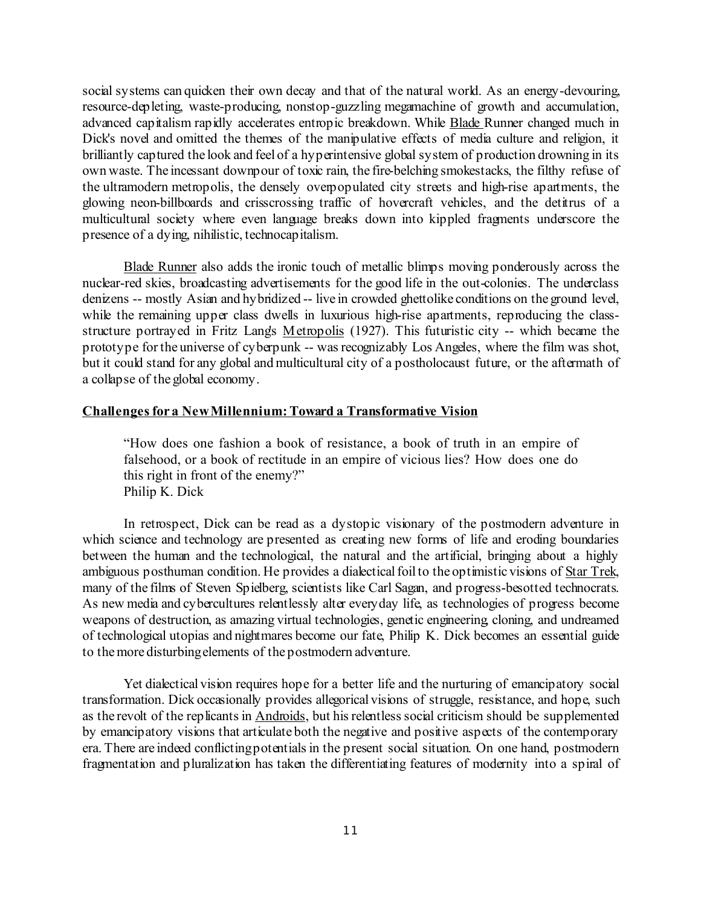social systems can quicken their own decay and that of the natural world. As an energy-devouring, resource-depleting, waste-producing, nonstop-guzzling megamachine of growth and accumulation, advanced capitalism rapidly accelerates entropic breakdown. While Blade Runner changed much in Dick's novel and omitted the themes of the manipulative effects of media culture and religion, it brilliantly captured the look and feel of a hyperintensive global system of production drowning in its own waste. The incessant downpour of toxic rain, the fire-belching smokestacks, the filthy refuse of the ultramodern metropolis, the densely overpopulated city streets and high-rise apartments, the glowing neon-billboards and crisscrossing traffic of hovercraft vehicles, and the detitrus of a multicultural society where even language breaks down into kippled fragments underscore the presence of a dying, nihilistic, technocapitalism.

Blade Runner also adds the ironic touch of metallic blimps moving ponderously across the nuclear-red skies, broadcasting advertisements for the good life in the out-colonies. The underclass denizens -- mostly Asian and hybridized -- live in crowded ghettolike conditions on the ground level, while the remaining upper class dwells in luxurious high-rise apartments, reproducing the class-structure portrayed in Fritz Langs Metropolis (1927). This futuristic city -- which became the prototype for the universe of cyberpunk -- was recognizably Los Angeles, where the film was shot, but it could stand for any global and multicultural city of a postholocaust future, or the aftermath of a collapse of the global economy.

## Challenges for a New Millennium: Toward a Transformative Vision

> "How does one fashion a book of resistance, a book of truth in an empire of falsehood, or a book of rectitude in an empire of vicious lies? How does one do this right in front of the enemy?"
> Philip K. Dick

In retrospect, Dick can be read as a dystopic visionary of the postmodern adventure in which science and technology are presented as creating new forms of life and eroding boundaries between the human and the technological, the natural and the artificial, bringing about a highly ambiguous posthuman condition. He provides a dialectical foil to the optimistic visions of Star Trek, many of the films of Steven Spielberg, scientists like Carl Sagan, and progress-besotted technocrats. As new media and cybercultures relentlessly alter everyday life, as technologies of progress become weapons of destruction, as amazing virtual technologies, genetic engineering, cloning, and undreamed of technological utopias and nightmares become our fate, Philip K. Dick becomes an essential guide to the more disturbing elements of the postmodern adventure.

Yet dialectical vision requires hope for a better life and the nurturing of emancipatory social transformation. Dick occasionally provides allegorical visions of struggle, resistance, and hope, such as the revolt of the replicants in Androids, but his relentless social criticism should be supplemented by emancipatory visions that articulate both the negative and positive aspects of the contemporary era. There are indeed conflicting potentials in the present social situation. On one hand, postmodern fragmentation and pluralization has taken the differentiating features of modernity into a spiral of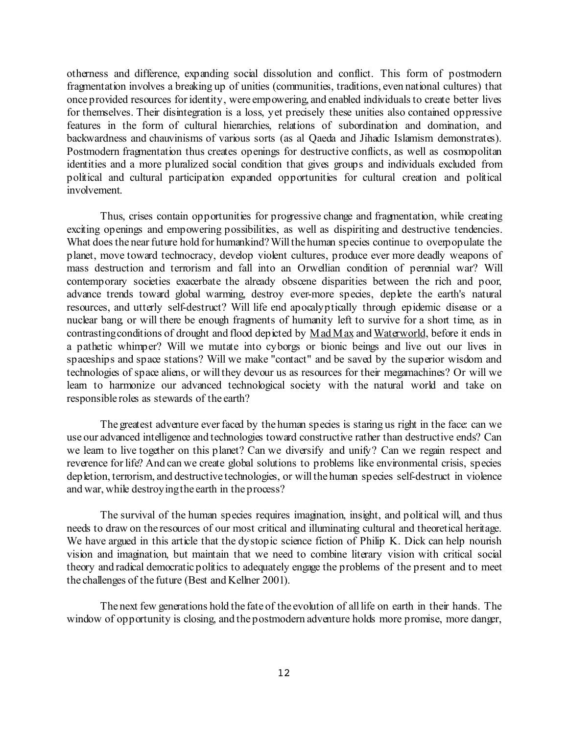otherness and difference, expanding social dissolution and conflict. This form of postmodern fragmentation involves a breaking up of unities (communities, traditions, even national cultures) that once provided resources for identity, were empowering, and enabled individuals to create better lives for themselves. Their disintegration is a loss, yet precisely these unities also contained oppressive features in the form of cultural hierarchies, relations of subordination and domination, and backwardness and chauvinisms of various sorts (as al Qaeda and Jihadic Islamism demonstrates). Postmodern fragmentation thus creates openings for destructive conflicts, as well as cosmopolitan identities and a more pluralized social condition that gives groups and individuals excluded from political and cultural participation expanded opportunities for cultural creation and political involvement.

Thus, crises contain opportunities for progressive change and fragmentation, while creating exciting openings and empowering possibilities, as well as dispiriting and destructive tendencies. What does the near future hold for humankind? Will the human species continue to overpopulate the planet, move toward technocracy, develop violent cultures, produce ever more deadly weapons of mass destruction and terrorism and fall into an Orwellian condition of perennial war? Will contemporary societies exacerbate the already obscene disparities between the rich and poor, advance trends toward global warming, destroy ever-more species, deplete the earth's natural resources, and utterly self-destruct? Will life end apocalyptically through epidemic disease or a nuclear bang, or will there be enough fragments of humanity left to survive for a short time, as in contrasting conditions of drought and flood depicted by Mad Max and Waterworld, before it ends in a pathetic whimper? Will we mutate into cyborgs or bionic beings and live out our lives in spaceships and space stations? Will we make "contact" and be saved by the superior wisdom and technologies of space aliens, or will they devour us as resources for their megamachines? Or will we learn to harmonize our advanced technological society with the natural world and take on responsible roles as stewards of the earth?

The greatest adventure ever faced by the human species is staring us right in the face: can we use our advanced intelligence and technologies toward constructive rather than destructive ends? Can we learn to live together on this planet? Can we diversify and unify? Can we regain respect and reverence for life? And can we create global solutions to problems like environmental crisis, species depletion, terrorism, and destructive technologies, or will the human species self-destruct in violence and war, while destroying the earth in the process?

The survival of the human species requires imagination, insight, and political will, and thus needs to draw on the resources of our most critical and illuminating cultural and theoretical heritage. We have argued in this article that the dystopic science fiction of Philip K. Dick can help nourish vision and imagination, but maintain that we need to combine literary vision with critical social theory and radical democratic politics to adequately engage the problems of the present and to meet the challenges of the future (Best and Kellner 2001).

The next few generations hold the fate of the evolution of all life on earth in their hands. The window of opportunity is closing, and the postmodern adventure holds more promise, more danger,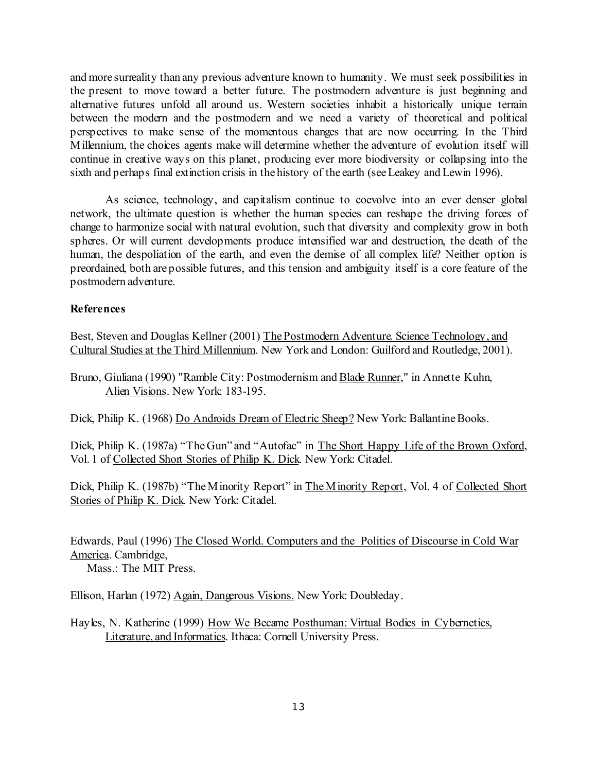and more surreality than any previous adventure known to humanity. We must seek possibilities in the present to move toward a better future. The postmodern adventure is just beginning and alternative futures unfold all around us. Western societies inhabit a historically unique terrain between the modern and the postmodern and we need a variety of theoretical and political perspectives to make sense of the momentous changes that are now occurring. In the Third Millennium, the choices agents make will determine whether the adventure of evolution itself will continue in creative ways on this planet, producing ever more biodiversity or collapsing into the sixth and perhaps final extinction crisis in the history of the earth (see Leakey and Lewin 1996).

As science, technology, and capitalism continue to coevolve into an ever denser global network, the ultimate question is whether the human species can reshape the driving forces of change to harmonize social with natural evolution, such that diversity and complexity grow in both spheres. Or will current developments produce intensified war and destruction, the death of the human, the despoliation of the earth, and even the demise of all complex life? Neither option is preordained, both are possible futures, and this tension and ambiguity itself is a core feature of the postmodern adventure.

**References**

Best, Steven and Douglas Kellner (2001) The Postmodern Adventure. Science Technology, and Cultural Studies at the Third Millennium. New York and London: Guilford and Routledge, 2001).

Bruno, Giuliana (1990) "Ramble City: Postmodernism and Blade Runner," in Annette Kuhn, Alien Visions. New York: 183-195.

Dick, Philip K. (1968) Do Androids Dream of Electric Sheep? New York: Ballantine Books.

Dick, Philip K. (1987a) "The Gun" and "Autofac" in The Short Happy Life of the Brown Oxford, Vol. 1 of Collected Short Stories of Philip K. Dick. New York: Citadel.

Dick, Philip K. (1987b) "The Minority Report" in The Minority Report, Vol. 4 of Collected Short Stories of Philip K. Dick. New York: Citadel.

Edwards, Paul (1996) The Closed World. Computers and the Politics of Discourse in Cold War America. Cambridge, Mass.: The MIT Press.

Ellison, Harlan (1972) Again, Dangerous Visions. New York: Doubleday.

Hayles, N. Katherine (1999) How We Became Posthuman: Virtual Bodies in Cybernetics, Literature, and Informatics. Ithaca: Cornell University Press.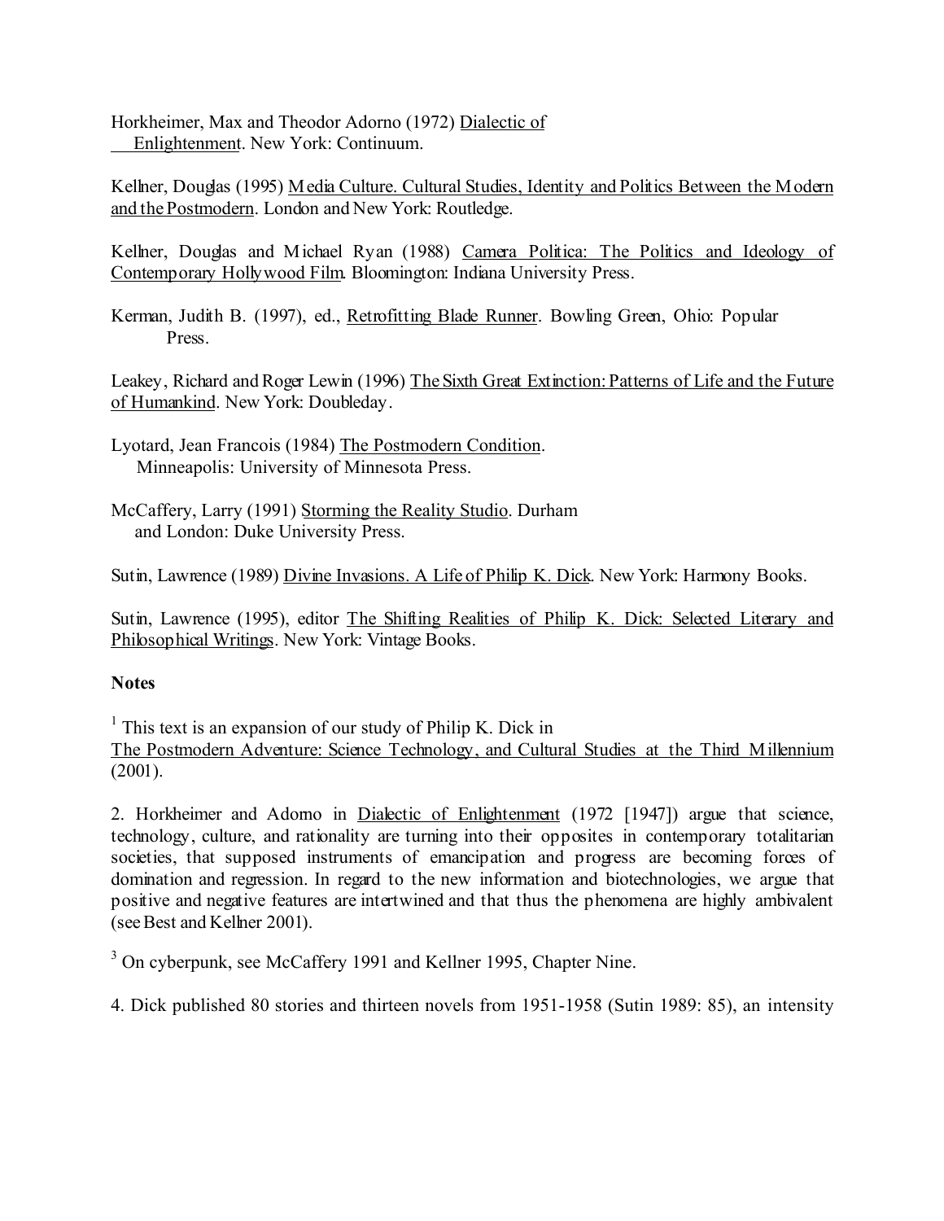Horkheimer, Max and Theodor Adorno (1972) Dialectic of Enlightenment. New York: Continuum.

Kellner, Douglas (1995) Media Culture. Cultural Studies, Identity and Politics Between the Modern and the Postmodern. London and New York: Routledge.

Kellner, Douglas and Michael Ryan (1988) Camera Politica: The Politics and Ideology of Contemporary Hollywood Film. Bloomington: Indiana University Press.

Kerman, Judith B. (1997), ed., Retrofitting Blade Runner. Bowling Green, Ohio: Popular Press.

Leakey, Richard and Roger Lewin (1996) The Sixth Great Extinction: Patterns of Life and the Future of Humankind. New York: Doubleday.

Lyotard, Jean Francois (1984) The Postmodern Condition. Minneapolis: University of Minnesota Press.

McCaffery, Larry (1991) Storming the Reality Studio. Durham and London: Duke University Press.

Sutin, Lawrence (1989) Divine Invasions. A Life of Philip K. Dick. New York: Harmony Books.

Sutin, Lawrence (1995), editor The Shifting Realities of Philip K. Dick: Selected Literary and Philosophical Writings. New York: Vintage Books.

**Notes**

[1] This text is an expansion of our study of Philip K. Dick in The Postmodern Adventure: Science Technology, and Cultural Studies at the Third Millennium (2001).

2. Horkheimer and Adorno in Dialectic of Enlightenment (1972 [1947]) argue that science, technology, culture, and rationality are turning into their opposites in contemporary totalitarian societies, that supposed instruments of emancipation and progress are becoming forces of domination and regression. In regard to the new information and biotechnologies, we argue that positive and negative features are intertwined and that thus the phenomena are highly ambivalent (see Best and Kellner 2001).

[3] On cyberpunk, see McCaffery 1991 and Kellner 1995, Chapter Nine.

4. Dick published 80 stories and thirteen novels from 1951-1958 (Sutin 1989: 85), an intensity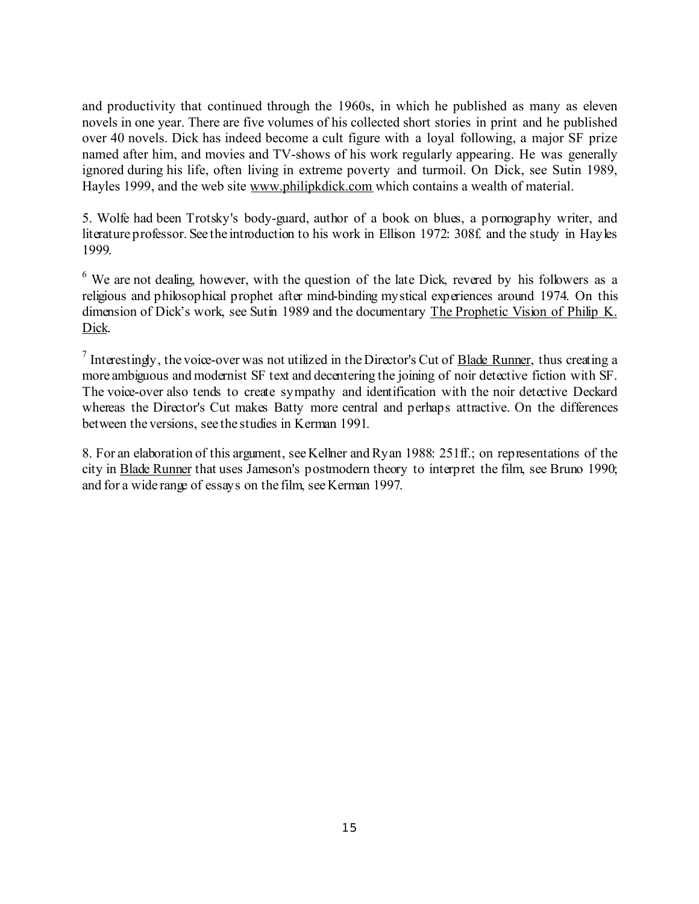and productivity that continued through the 1960s, in which he published as many as eleven novels in one year. There are five volumes of his collected short stories in print and he published over 40 novels. Dick has indeed become a cult figure with a loyal following, a major SF prize named after him, and movies and TV-shows of his work regularly appearing. He was generally ignored during his life, often living in extreme poverty and turmoil. On Dick, see Sutin 1989, Hayles 1999, and the web site www.philipkdick.com which contains a wealth of material.

5. Wolfe had been Trotsky's body-guard, author of a book on blues, a pornography writer, and literature professor. See the introduction to his work in Ellison 1972: 308f. and the study in Hayles 1999.

[6] We are not dealing, however, with the question of the late Dick, revered by his followers as a religious and philosophical prophet after mind-binding mystical experiences around 1974. On this dimension of Dick's work, see Sutin 1989 and the documentary The Prophetic Vision of Philip K. Dick.

[7] Interestingly, the voice-over was not utilized in the Director's Cut of Blade Runner, thus creating a more ambiguous and modernist SF text and decentering the joining of noir detective fiction with SF. The voice-over also tends to create sympathy and identification with the noir detective Deckard whereas the Director's Cut makes Batty more central and perhaps attractive. On the differences between the versions, see the studies in Kerman 1991.

8. For an elaboration of this argument, see Kellner and Ryan 1988: 251ff.; on representations of the city in Blade Runner that uses Jameson's postmodern theory to interpret the film, see Bruno 1990; and for a wide range of essays on the film, see Kerman 1997.